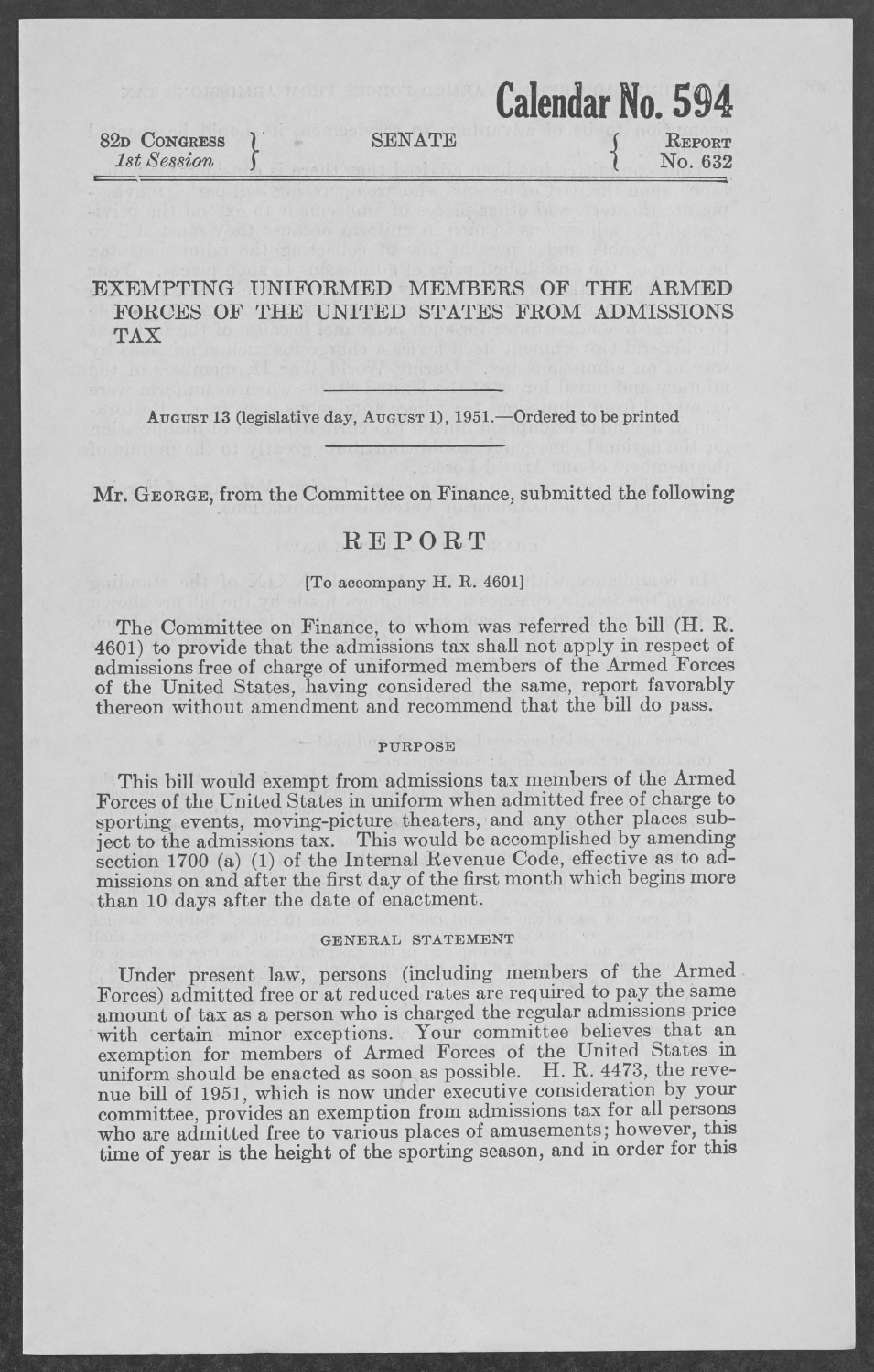**Calendar No. 594**

82d Congress, 1st Session — SENATE — Report No. 632

# EXEMPTING UNIFORMED MEMBERS OF THE ARMED FORCES OF THE UNITED STATES FROM ADMISSIONS TAX

August 13 (legislative day, August 1), 1951.—Ordered to be printed

Mr. George, from the Committee on Finance, submitted the following

## REPORT

[To accompany H. R. 4601]

The Committee on Finance, to whom was referred the bill (H. R. 4601) to provide that the admissions tax shall not apply in respect of admissions free of charge of uniformed members of the Armed Forces of the United States, having considered the same, report favorably thereon without amendment and recommend that the bill do pass.

### PURPOSE

This bill would exempt from admissions tax members of the Armed Forces of the United States in uniform when admitted free of charge to sporting events, moving-picture theaters, and any other places subject to the admissions tax. This would be accomplished by amending section 1700 (a) (1) of the Internal Revenue Code, effective as to admissions on and after the first day of the first month which begins more than 10 days after the date of enactment.

### GENERAL STATEMENT

Under present law, persons (including members of the Armed Forces) admitted free or at reduced rates are required to pay the same amount of tax as a person who is charged the regular admissions price with certain minor exceptions. Your committee believes that an exemption for members of Armed Forces of the United States in uniform should be enacted as soon as possible. H. R. 4473, the revenue bill of 1951, which is now under executive consideration by your committee, provides an exemption from admissions tax for all persons who are admitted free to various places of amusements; however, this time of year is the height of the sporting season, and in order for this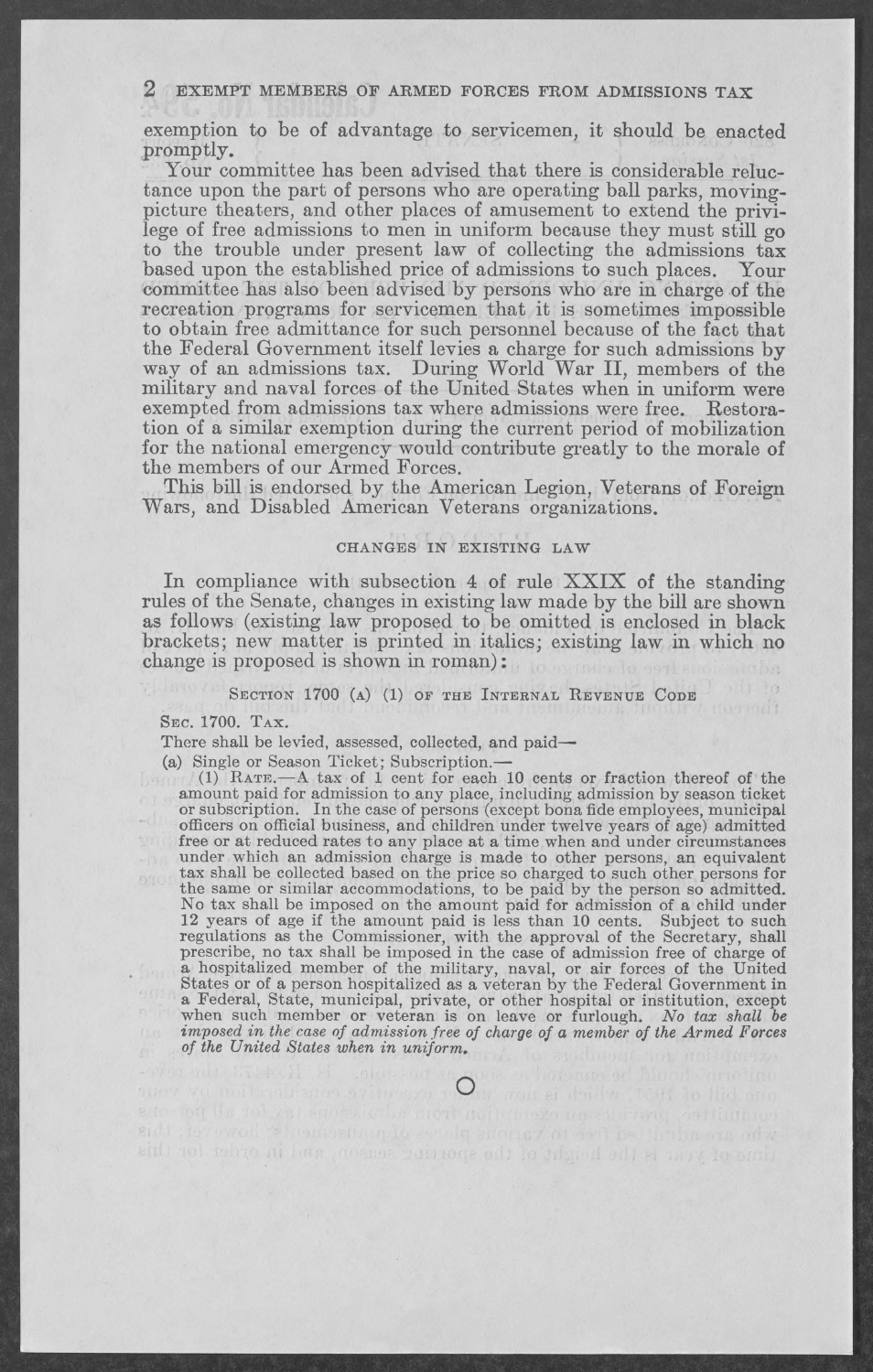exemption to be of advantage to servicemen, it should be enacted promptly.

Your committee has been advised that there is considerable reluctance upon the part of persons who are operating ball parks, moving-picture theaters, and other places of amusement to extend the privilege of free admissions to men in uniform because they must still go to the trouble under present law of collecting the admissions tax based upon the established price of admissions to such places. Your committee has also been advised by persons who are in charge of the recreation programs for servicemen that it is sometimes impossible to obtain free admittance for such personnel because of the fact that the Federal Government itself levies a charge for such admissions by way of an admissions tax. During World War II, members of the military and naval forces of the United States when in uniform were exempted from admissions tax where admissions were free. Restoration of a similar exemption during the current period of mobilization for the national emergency would contribute greatly to the morale of the members of our Armed Forces.

This bill is endorsed by the American Legion, Veterans of Foreign Wars, and Disabled American Veterans organizations.

## CHANGES IN EXISTING LAW

In compliance with subsection 4 of rule XXIX of the standing rules of the Senate, changes in existing law made by the bill are shown as follows (existing law proposed to be omitted is enclosed in black brackets; new matter is printed in italics; existing law in which no change is proposed is shown in roman):

### SECTION 1700 (A) (1) OF THE INTERNAL REVENUE CODE

SEC. 1700. TAX.

There shall be levied, assessed, collected, and paid—

(a) Single or Season Ticket; Subscription.—

(1) RATE.—A tax of 1 cent for each 10 cents or fraction thereof of the amount paid for admission to any place, including admission by season ticket or subscription. In the case of persons (except bona fide employees, municipal officers on official business, and children under twelve years of age) admitted free or at reduced rates to any place at a time when and under circumstances under which an admission charge is made to other persons, an equivalent tax shall be collected based on the price so charged to such other persons for the same or similar accommodations, to be paid by the person so admitted. No tax shall be imposed on the amount paid for admission of a child under 12 years of age if the amount paid is less than 10 cents. Subject to such regulations as the Commissioner, with the approval of the Secretary, shall prescribe, no tax shall be imposed in the case of admission free of charge of a hospitalized member of the military, naval, or air forces of the United States or of a person hospitalized as a veteran by the Federal Government in a Federal, State, municipal, private, or other hospital or institution, except when such member or veteran is on leave or furlough. *No tax shall be imposed in the case of admission free of charge of a member of the Armed Forces of the United States when in uniform.*